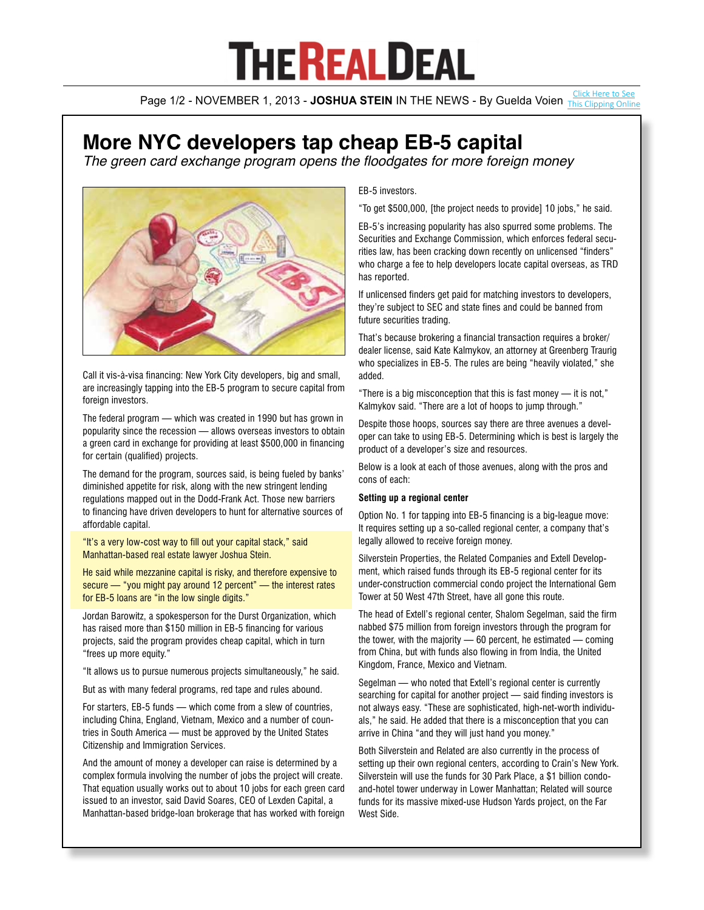# More NYC developers tap cheap EB-5 capital

*The green card exchange program opens the floodgates for more foreign money*

Call it vis-à-visa financing: New York City developers, big and small, are increasingly tapping into the EB-5 program to secure capital from foreign investors.

The federal program — which was created in 1990 but has grown in popularity since the recession — allows overseas investors to obtain a green card in exchange for providing at least $500,000 in financing for certain (qualified) projects.

The demand for the program, sources said, is being fueled by banks' diminished appetite for risk, along with the new stringent lending regulations mapped out in the Dodd-Frank Act. Those new barriers to financing have driven developers to hunt for alternative sources of affordable capital.

"It's a very low-cost way to fill out your capital stack," said Manhattan-based real estate lawyer Joshua Stein.

He said while mezzanine capital is risky, and therefore expensive to secure — "you might pay around 12 percent" — the interest rates for EB-5 loans are "in the low single digits."

Jordan Barowitz, a spokesperson for the Durst Organization, which has raised more than $150 million in EB-5 financing for various projects, said the program provides cheap capital, which in turn "frees up more equity."

"It allows us to pursue numerous projects simultaneously," he said.

But as with many federal programs, red tape and rules abound.

For starters, EB-5 funds — which come from a slew of countries, including China, England, Vietnam, Mexico and a number of countries in South America — must be approved by the United States Citizenship and Immigration Services.

And the amount of money a developer can raise is determined by a complex formula involving the number of jobs the project will create. That equation usually works out to about 10 jobs for each green card issued to an investor, said David Soares, CEO of Lexden Capital, a Manhattan-based bridge-loan brokerage that has worked with foreign EB-5 investors.

"To get $500,000, [the project needs to provide] 10 jobs," he said.

EB-5's increasing popularity has also spurred some problems. The Securities and Exchange Commission, which enforces federal securities law, has been cracking down recently on unlicensed "finders" who charge a fee to help developers locate capital overseas, as TRD has reported.

If unlicensed finders get paid for matching investors to developers, they're subject to SEC and state fines and could be banned from future securities trading.

That's because brokering a financial transaction requires a broker/dealer license, said Kate Kalmykov, an attorney at Greenberg Traurig who specializes in EB-5. The rules are being "heavily violated," she added.

"There is a big misconception that this is fast money — it is not," Kalmykov said. "There are a lot of hoops to jump through."

Despite those hoops, sources say there are three avenues a developer can take to using EB-5. Determining which is best is largely the product of a developer's size and resources.

Below is a look at each of those avenues, along with the pros and cons of each:

**Setting up a regional center**

Option No. 1 for tapping into EB-5 financing is a big-league move: It requires setting up a so-called regional center, a company that's legally allowed to receive foreign money.

Silverstein Properties, the Related Companies and Extell Development, which raised funds through its EB-5 regional center for its under-construction commercial condo project the International Gem Tower at 50 West 47th Street, have all gone this route.

The head of Extell's regional center, Shalom Segelman, said the firm nabbed $75 million from foreign investors through the program for the tower, with the majority — 60 percent, he estimated — coming from China, but with funds also flowing in from India, the United Kingdom, France, Mexico and Vietnam.

Segelman — who noted that Extell's regional center is currently searching for capital for another project — said finding investors is not always easy. "These are sophisticated, high-net-worth individuals," he said. He added that there is a misconception that you can arrive in China "and they will just hand you money."

Both Silverstein and Related are also currently in the process of setting up their own regional centers, according to Crain's New York. Silverstein will use the funds for 30 Park Place, a $1 billion condo-and-hotel tower underway in Lower Manhattan; Related will source funds for its massive mixed-use Hudson Yards project, on the Far West Side.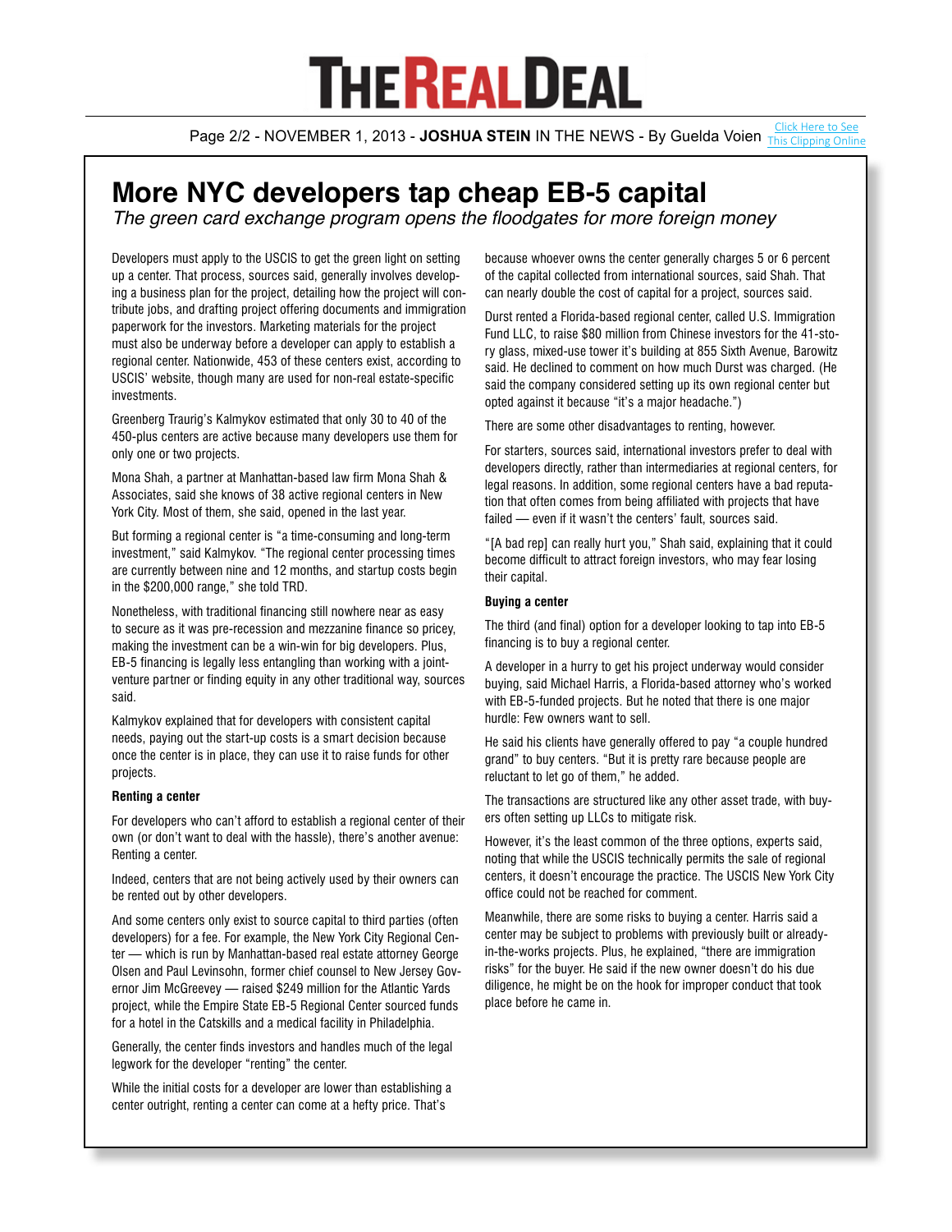# More NYC developers tap cheap EB-5 capital

*The green card exchange program opens the floodgates for more foreign money*

Developers must apply to the USCIS to get the green light on setting up a center. That process, sources said, generally involves developing a business plan for the project, detailing how the project will contribute jobs, and drafting project offering documents and immigration paperwork for the investors. Marketing materials for the project must also be underway before a developer can apply to establish a regional center. Nationwide, 453 of these centers exist, according to USCIS' website, though many are used for non-real estate-specific investments.

Greenberg Traurig's Kalmykov estimated that only 30 to 40 of the 450-plus centers are active because many developers use them for only one or two projects.

Mona Shah, a partner at Manhattan-based law firm Mona Shah & Associates, said she knows of 38 active regional centers in New York City. Most of them, she said, opened in the last year.

But forming a regional center is "a time-consuming and long-term investment," said Kalmykov. "The regional center processing times are currently between nine and 12 months, and startup costs begin in the $200,000 range," she told TRD.

Nonetheless, with traditional financing still nowhere near as easy to secure as it was pre-recession and mezzanine finance so pricey, making the investment can be a win-win for big developers. Plus, EB-5 financing is legally less entangling than working with a joint-venture partner or finding equity in any other traditional way, sources said.

Kalmykov explained that for developers with consistent capital needs, paying out the start-up costs is a smart decision because once the center is in place, they can use it to raise funds for other projects.

**Renting a center**

For developers who can't afford to establish a regional center of their own (or don't want to deal with the hassle), there's another avenue: Renting a center.

Indeed, centers that are not being actively used by their owners can be rented out by other developers.

And some centers only exist to source capital to third parties (often developers) for a fee. For example, the New York City Regional Center — which is run by Manhattan-based real estate attorney George Olsen and Paul Levinsohn, former chief counsel to New Jersey Governor Jim McGreevey — raised $249 million for the Atlantic Yards project, while the Empire State EB-5 Regional Center sourced funds for a hotel in the Catskills and a medical facility in Philadelphia.

Generally, the center finds investors and handles much of the legal legwork for the developer "renting" the center.

While the initial costs for a developer are lower than establishing a center outright, renting a center can come at a hefty price. That's because whoever owns the center generally charges 5 or 6 percent of the capital collected from international sources, said Shah. That can nearly double the cost of capital for a project, sources said.

Durst rented a Florida-based regional center, called U.S. Immigration Fund LLC, to raise $80 million from Chinese investors for the 41-story glass, mixed-use tower it's building at 855 Sixth Avenue, Barowitz said. He declined to comment on how much Durst was charged. (He said the company considered setting up its own regional center but opted against it because "it's a major headache.")

There are some other disadvantages to renting, however.

For starters, sources said, international investors prefer to deal with developers directly, rather than intermediaries at regional centers, for legal reasons. In addition, some regional centers have a bad reputation that often comes from being affiliated with projects that have failed — even if it wasn't the centers' fault, sources said.

"[A bad rep] can really hurt you," Shah said, explaining that it could become difficult to attract foreign investors, who may fear losing their capital.

**Buying a center**

The third (and final) option for a developer looking to tap into EB-5 financing is to buy a regional center.

A developer in a hurry to get his project underway would consider buying, said Michael Harris, a Florida-based attorney who's worked with EB-5-funded projects. But he noted that there is one major hurdle: Few owners want to sell.

He said his clients have generally offered to pay "a couple hundred grand" to buy centers. "But it is pretty rare because people are reluctant to let go of them," he added.

The transactions are structured like any other asset trade, with buyers often setting up LLCs to mitigate risk.

However, it's the least common of the three options, experts said, noting that while the USCIS technically permits the sale of regional centers, it doesn't encourage the practice. The USCIS New York City office could not be reached for comment.

Meanwhile, there are some risks to buying a center. Harris said a center may be subject to problems with previously built or already-in-the-works projects. Plus, he explained, "there are immigration risks" for the buyer. He said if the new owner doesn't do his due diligence, he might be on the hook for improper conduct that took place before he came in.